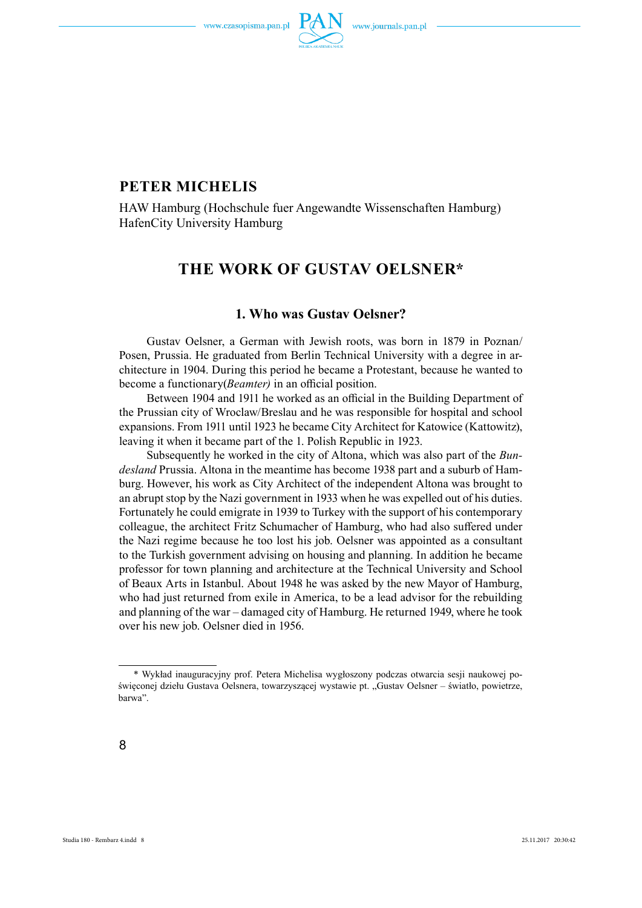## PETER MICHELIS

HAW Hamburg (Hochschule fuer Angewandte Wissenschaften Hamburg)
HafenCity University Hamburg

# THE WORK OF GUSTAV OELSNER*

### 1. Who was Gustav Oelsner?

Gustav Oelsner, a German with Jewish roots, was born in 1879 in Poznan/Posen, Prussia. He graduated from Berlin Technical University with a degree in architecture in 1904. During this period he became a Protestant, because he wanted to become a functionary(*Beamter)* in an official position.

Between 1904 and 1911 he worked as an official in the Building Department of the Prussian city of Wroclaw/Breslau and he was responsible for hospital and school expansions. From 1911 until 1923 he became City Architect for Katowice (Kattowitz), leaving it when it became part of the 1. Polish Republic in 1923.

Subsequently he worked in the city of Altona, which was also part of the *Bundesland* Prussia. Altona in the meantime has become 1938 part and a suburb of Hamburg. However, his work as City Architect of the independent Altona was brought to an abrupt stop by the Nazi government in 1933 when he was expelled out of his duties. Fortunately he could emigrate in 1939 to Turkey with the support of his contemporary colleague, the architect Fritz Schumacher of Hamburg, who had also suffered under the Nazi regime because he too lost his job. Oelsner was appointed as a consultant to the Turkish government advising on housing and planning. In addition he became professor for town planning and architecture at the Technical University and School of Beaux Arts in Istanbul. About 1948 he was asked by the new Mayor of Hamburg, who had just returned from exile in America, to be a lead advisor for the rebuilding and planning of the war – damaged city of Hamburg. He returned 1949, where he took over his new job. Oelsner died in 1956.

---

\* Wykład inauguracyjny prof. Petera Michelisa wygłoszony podczas otwarcia sesji naukowej poświęconej dziełu Gustava Oelsnera, towarzyszącej wystawie pt. „Gustav Oelsner – światło, powietrze, barwa".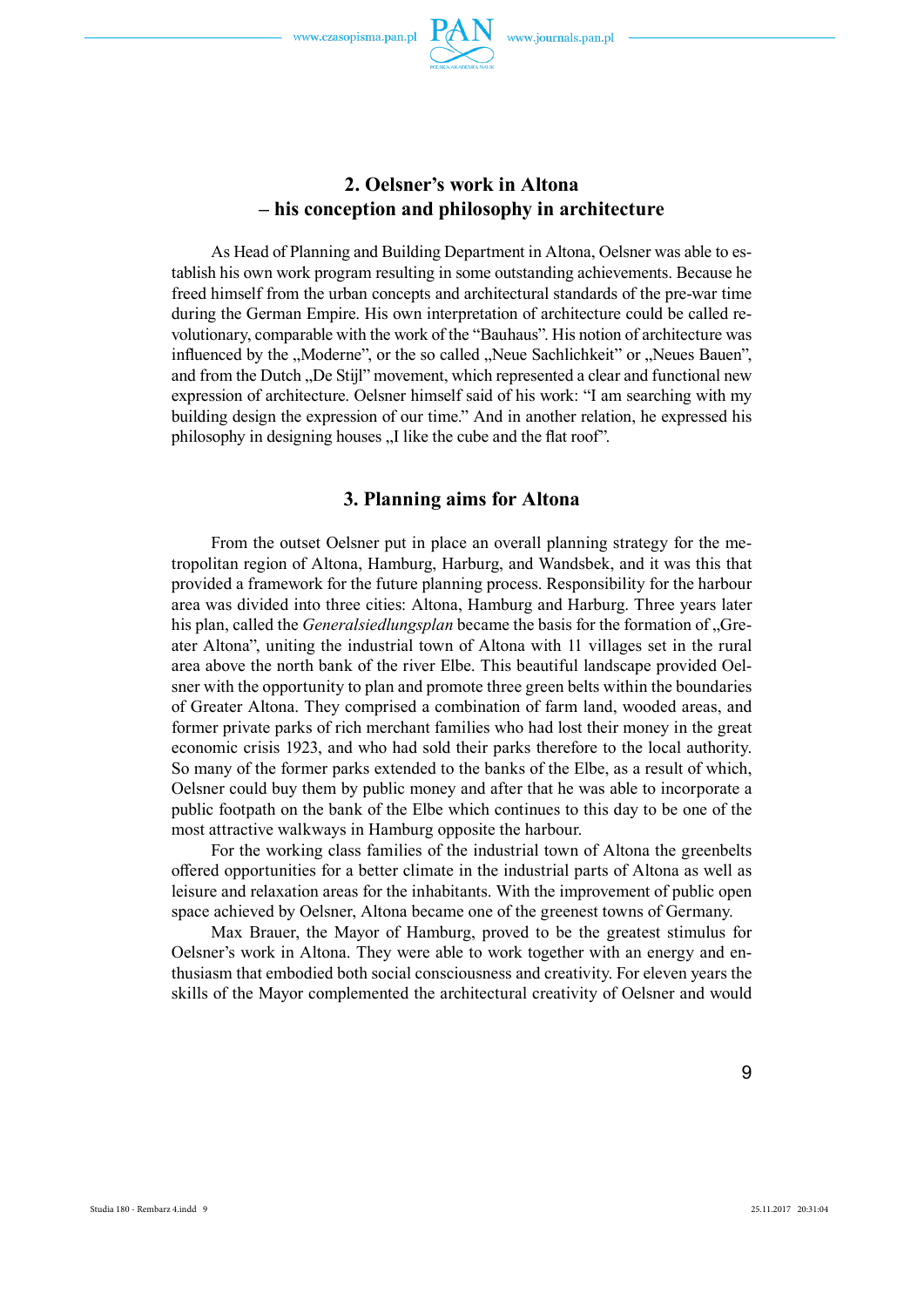## 2. Oelsner's work in Altona – his conception and philosophy in architecture

As Head of Planning and Building Department in Altona, Oelsner was able to establish his own work program resulting in some outstanding achievements. Because he freed himself from the urban concepts and architectural standards of the pre-war time during the German Empire. His own interpretation of architecture could be called revolutionary, comparable with the work of the "Bauhaus". His notion of architecture was influenced by the „Moderne", or the so called „Neue Sachlichkeit" or „Neues Bauen", and from the Dutch „De Stijl" movement, which represented a clear and functional new expression of architecture. Oelsner himself said of his work: "I am searching with my building design the expression of our time." And in another relation, he expressed his philosophy in designing houses „I like the cube and the flat roof".

## 3. Planning aims for Altona

From the outset Oelsner put in place an overall planning strategy for the metropolitan region of Altona, Hamburg, Harburg, and Wandsbek, and it was this that provided a framework for the future planning process. Responsibility for the harbour area was divided into three cities: Altona, Hamburg and Harburg. Three years later his plan, called the *Generalsiedlungsplan* became the basis for the formation of „Greater Altona", uniting the industrial town of Altona with 11 villages set in the rural area above the north bank of the river Elbe. This beautiful landscape provided Oelsner with the opportunity to plan and promote three green belts within the boundaries of Greater Altona. They comprised a combination of farm land, wooded areas, and former private parks of rich merchant families who had lost their money in the great economic crisis 1923, and who had sold their parks therefore to the local authority. So many of the former parks extended to the banks of the Elbe, as a result of which, Oelsner could buy them by public money and after that he was able to incorporate a public footpath on the bank of the Elbe which continues to this day to be one of the most attractive walkways in Hamburg opposite the harbour.

For the working class families of the industrial town of Altona the greenbelts offered opportunities for a better climate in the industrial parts of Altona as well as leisure and relaxation areas for the inhabitants. With the improvement of public open space achieved by Oelsner, Altona became one of the greenest towns of Germany.

Max Brauer, the Mayor of Hamburg, proved to be the greatest stimulus for Oelsner's work in Altona. They were able to work together with an energy and enthusiasm that embodied both social consciousness and creativity. For eleven years the skills of the Mayor complemented the architectural creativity of Oelsner and would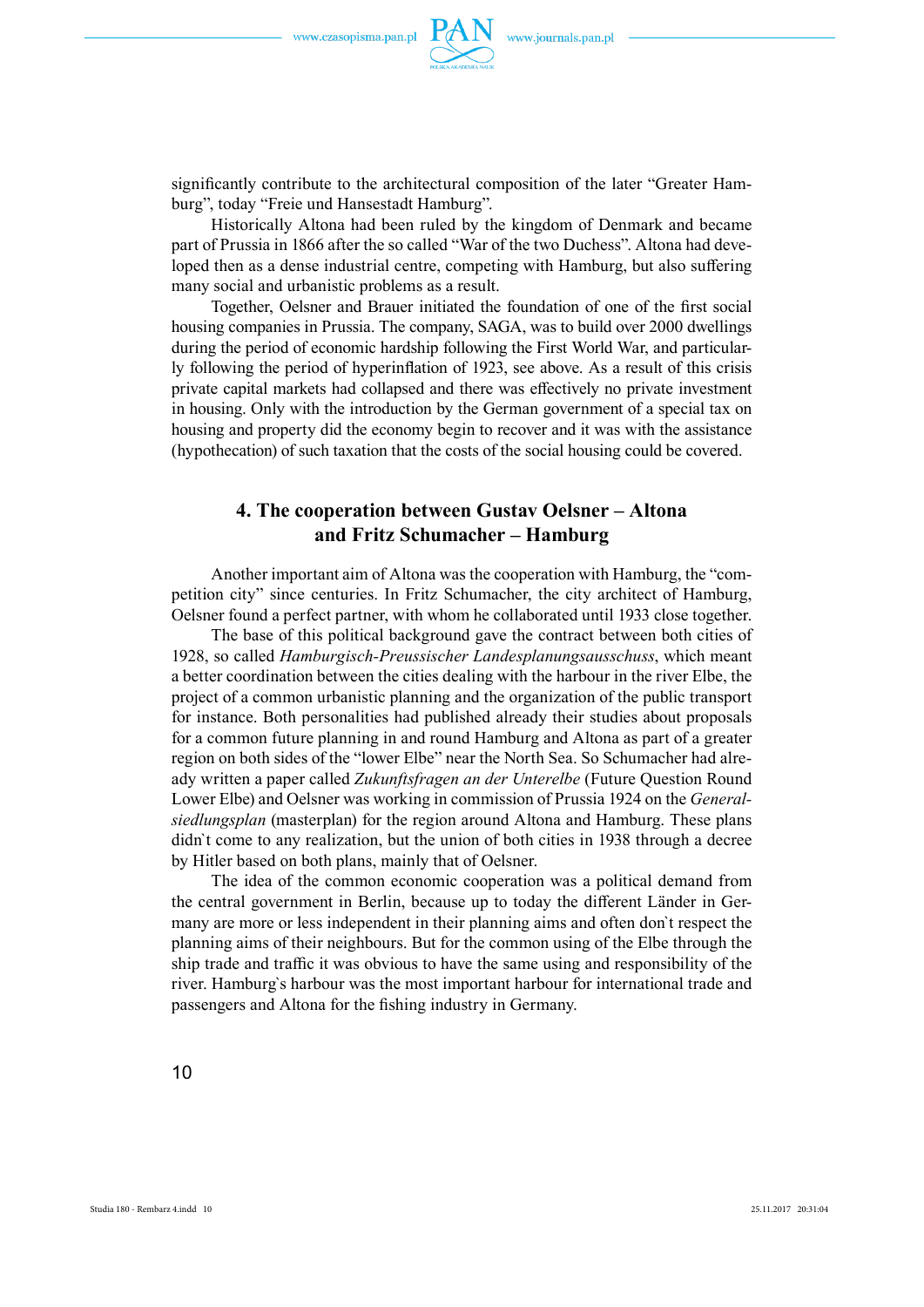significantly contribute to the architectural composition of the later "Greater Hamburg", today "Freie und Hansestadt Hamburg".

Historically Altona had been ruled by the kingdom of Denmark and became part of Prussia in 1866 after the so called "War of the two Duchess". Altona had developed then as a dense industrial centre, competing with Hamburg, but also suffering many social and urbanistic problems as a result.

Together, Oelsner and Brauer initiated the foundation of one of the first social housing companies in Prussia. The company, SAGA, was to build over 2000 dwellings during the period of economic hardship following the First World War, and particularly following the period of hyperinflation of 1923, see above. As a result of this crisis private capital markets had collapsed and there was effectively no private investment in housing. Only with the introduction by the German government of a special tax on housing and property did the economy begin to recover and it was with the assistance (hypothecation) of such taxation that the costs of the social housing could be covered.

## 4. The cooperation between Gustav Oelsner – Altona and Fritz Schumacher – Hamburg

Another important aim of Altona was the cooperation with Hamburg, the "competition city" since centuries. In Fritz Schumacher, the city architect of Hamburg, Oelsner found a perfect partner, with whom he collaborated until 1933 close together.

The base of this political background gave the contract between both cities of 1928, so called *Hamburgisch-Preussischer Landesplanungsausschuss*, which meant a better coordination between the cities dealing with the harbour in the river Elbe, the project of a common urbanistic planning and the organization of the public transport for instance. Both personalities had published already their studies about proposals for a common future planning in and round Hamburg and Altona as part of a greater region on both sides of the "lower Elbe" near the North Sea. So Schumacher had already written a paper called *Zukunftsfragen an der Unterelbe* (Future Question Round Lower Elbe) and Oelsner was working in commission of Prussia 1924 on the *Generalsiedlungsplan* (masterplan) for the region around Altona and Hamburg. These plans didn`t come to any realization, but the union of both cities in 1938 through a decree by Hitler based on both plans, mainly that of Oelsner.

The idea of the common economic cooperation was a political demand from the central government in Berlin, because up to today the different Länder in Germany are more or less independent in their planning aims and often don`t respect the planning aims of their neighbours. But for the common using of the Elbe through the ship trade and traffic it was obvious to have the same using and responsibility of the river. Hamburg`s harbour was the most important harbour for international trade and passengers and Altona for the fishing industry in Germany.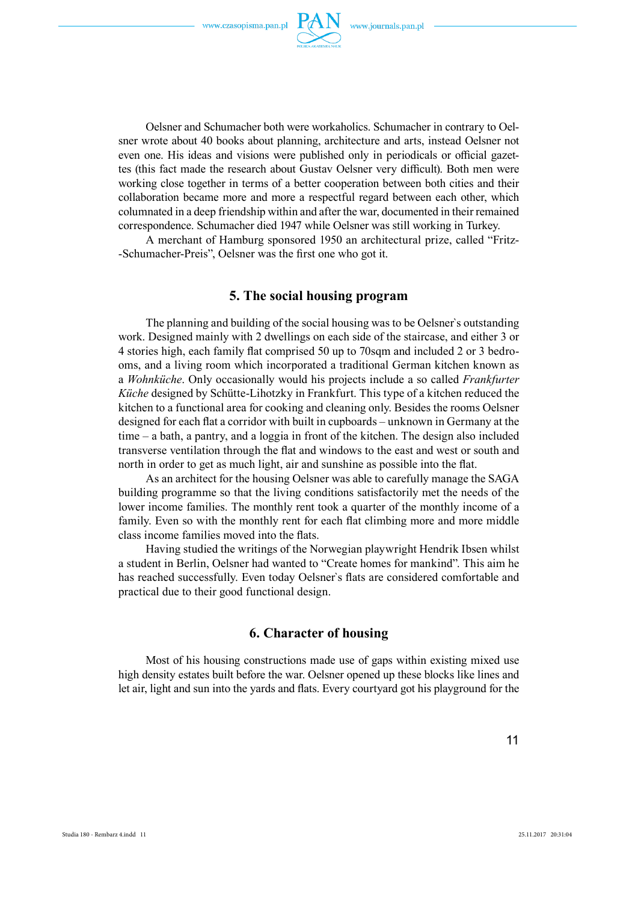Oelsner and Schumacher both were workaholics. Schumacher in contrary to Oelsner wrote about 40 books about planning, architecture and arts, instead Oelsner not even one. His ideas and visions were published only in periodicals or official gazettes (this fact made the research about Gustav Oelsner very difficult). Both men were working close together in terms of a better cooperation between both cities and their collaboration became more and more a respectful regard between each other, which columnated in a deep friendship within and after the war, documented in their remained correspondence. Schumacher died 1947 while Oelsner was still working in Turkey.

A merchant of Hamburg sponsored 1950 an architectural prize, called "Fritz-Schumacher-Preis", Oelsner was the first one who got it.

## 5. The social housing program

The planning and building of the social housing was to be Oelsner`s outstanding work. Designed mainly with 2 dwellings on each side of the staircase, and either 3 or 4 stories high, each family flat comprised 50 up to 70sqm and included 2 or 3 bedrooms, and a living room which incorporated a traditional German kitchen known as a *Wohnküche*. Only occasionally would his projects include a so called *Frankfurter Küche* designed by Schütte-Lihotzky in Frankfurt. This type of a kitchen reduced the kitchen to a functional area for cooking and cleaning only. Besides the rooms Oelsner designed for each flat a corridor with built in cupboards – unknown in Germany at the time – a bath, a pantry, and a loggia in front of the kitchen. The design also included transverse ventilation through the flat and windows to the east and west or south and north in order to get as much light, air and sunshine as possible into the flat.

As an architect for the housing Oelsner was able to carefully manage the SAGA building programme so that the living conditions satisfactorily met the needs of the lower income families. The monthly rent took a quarter of the monthly income of a family. Even so with the monthly rent for each flat climbing more and more middle class income families moved into the flats.

Having studied the writings of the Norwegian playwright Hendrik Ibsen whilst a student in Berlin, Oelsner had wanted to "Create homes for mankind". This aim he has reached successfully. Even today Oelsner`s flats are considered comfortable and practical due to their good functional design.

## 6. Character of housing

Most of his housing constructions made use of gaps within existing mixed use high density estates built before the war. Oelsner opened up these blocks like lines and let air, light and sun into the yards and flats. Every courtyard got his playground for the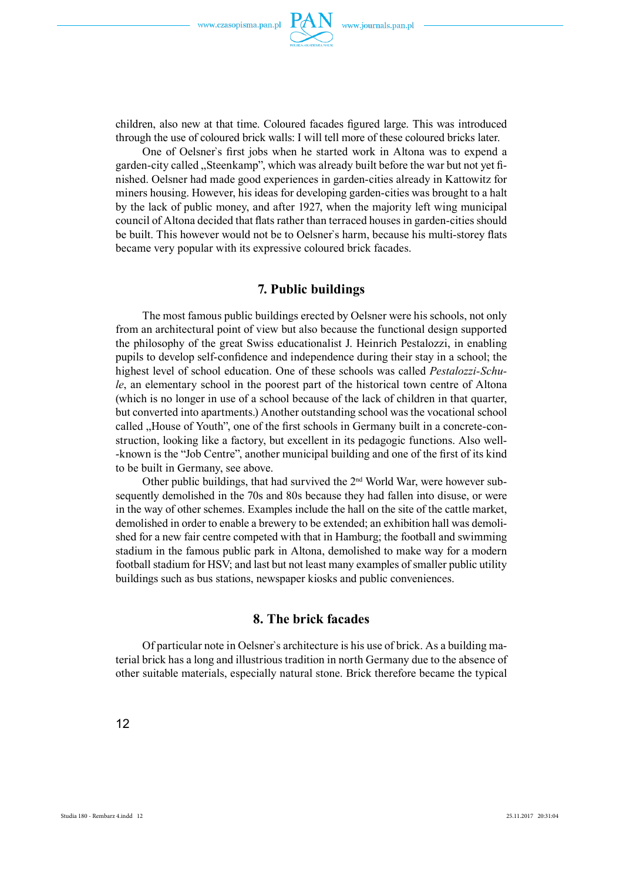children, also new at that time. Coloured facades figured large. This was introduced through the use of coloured brick walls: I will tell more of these coloured bricks later.

One of Oelsner`s first jobs when he started work in Altona was to expend a garden-city called „Steenkamp", which was already built before the war but not yet finished. Oelsner had made good experiences in garden-cities already in Kattowitz for miners housing. However, his ideas for developing garden-cities was brought to a halt by the lack of public money, and after 1927, when the majority left wing municipal council of Altona decided that flats rather than terraced houses in garden-cities should be built. This however would not be to Oelsner`s harm, because his multi-storey flats became very popular with its expressive coloured brick facades.

## 7. Public buildings

The most famous public buildings erected by Oelsner were his schools, not only from an architectural point of view but also because the functional design supported the philosophy of the great Swiss educationalist J. Heinrich Pestalozzi, in enabling pupils to develop self-confidence and independence during their stay in a school; the highest level of school education. One of these schools was called *Pestalozzi-Schule*, an elementary school in the poorest part of the historical town centre of Altona (which is no longer in use of a school because of the lack of children in that quarter, but converted into apartments.) Another outstanding school was the vocational school called „House of Youth", one of the first schools in Germany built in a concrete-construction, looking like a factory, but excellent in its pedagogic functions. Also well-known is the "Job Centre", another municipal building and one of the first of its kind to be built in Germany, see above.

Other public buildings, that had survived the 2nd World War, were however subsequently demolished in the 70s and 80s because they had fallen into disuse, or were in the way of other schemes. Examples include the hall on the site of the cattle market, demolished in order to enable a brewery to be extended; an exhibition hall was demolished for a new fair centre competed with that in Hamburg; the football and swimming stadium in the famous public park in Altona, demolished to make way for a modern football stadium for HSV; and last but not least many examples of smaller public utility buildings such as bus stations, newspaper kiosks and public conveniences.

## 8. The brick facades

Of particular note in Oelsner`s architecture is his use of brick. As a building material brick has a long and illustrious tradition in north Germany due to the absence of other suitable materials, especially natural stone. Brick therefore became the typical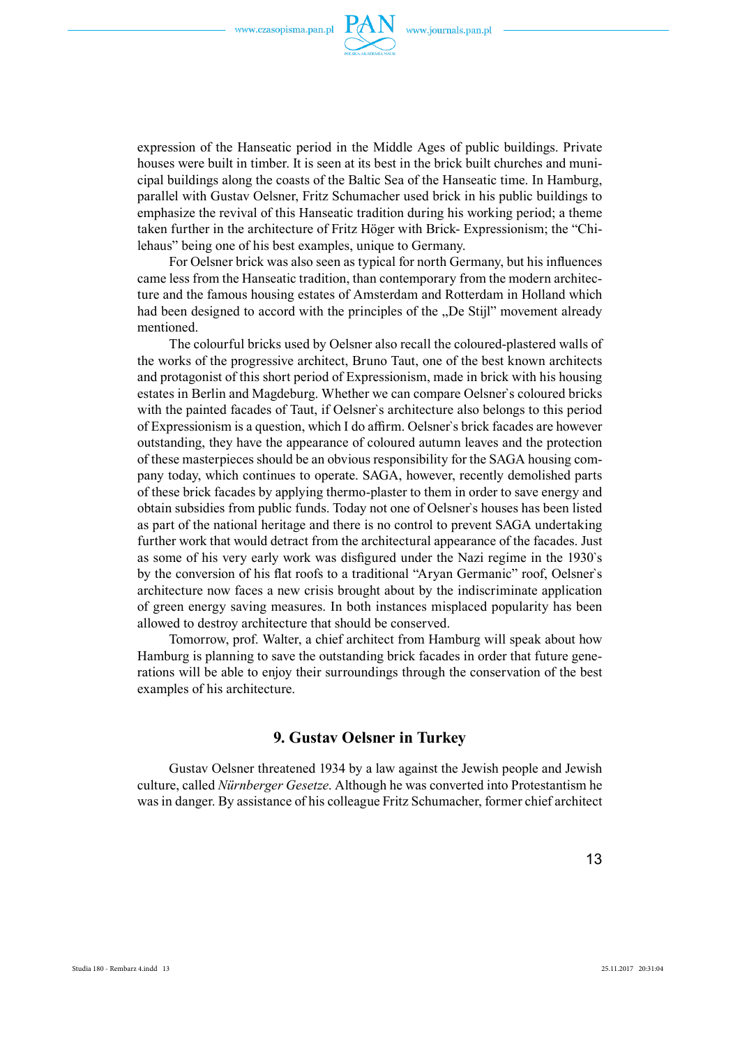expression of the Hanseatic period in the Middle Ages of public buildings. Private houses were built in timber. It is seen at its best in the brick built churches and municipal buildings along the coasts of the Baltic Sea of the Hanseatic time. In Hamburg, parallel with Gustav Oelsner, Fritz Schumacher used brick in his public buildings to emphasize the revival of this Hanseatic tradition during his working period; a theme taken further in the architecture of Fritz Höger with Brick- Expressionism; the "Chilehaus" being one of his best examples, unique to Germany.

For Oelsner brick was also seen as typical for north Germany, but his influences came less from the Hanseatic tradition, than contemporary from the modern architecture and the famous housing estates of Amsterdam and Rotterdam in Holland which had been designed to accord with the principles of the „De Stijl" movement already mentioned.

The colourful bricks used by Oelsner also recall the coloured-plastered walls of the works of the progressive architect, Bruno Taut, one of the best known architects and protagonist of this short period of Expressionism, made in brick with his housing estates in Berlin and Magdeburg. Whether we can compare Oelsner`s coloured bricks with the painted facades of Taut, if Oelsner`s architecture also belongs to this period of Expressionism is a question, which I do affirm. Oelsner`s brick facades are however outstanding, they have the appearance of coloured autumn leaves and the protection of these masterpieces should be an obvious responsibility for the SAGA housing company today, which continues to operate. SAGA, however, recently demolished parts of these brick facades by applying thermo-plaster to them in order to save energy and obtain subsidies from public funds. Today not one of Oelsner`s houses has been listed as part of the national heritage and there is no control to prevent SAGA undertaking further work that would detract from the architectural appearance of the facades. Just as some of his very early work was disfigured under the Nazi regime in the 1930`s by the conversion of his flat roofs to a traditional "Aryan Germanic" roof, Oelsner`s architecture now faces a new crisis brought about by the indiscriminate application of green energy saving measures. In both instances misplaced popularity has been allowed to destroy architecture that should be conserved.

Tomorrow, prof. Walter, a chief architect from Hamburg will speak about how Hamburg is planning to save the outstanding brick facades in order that future generations will be able to enjoy their surroundings through the conservation of the best examples of his architecture.

## 9. Gustav Oelsner in Turkey

Gustav Oelsner threatened 1934 by a law against the Jewish people and Jewish culture, called *Nürnberger Gesetze*. Although he was converted into Protestantism he was in danger. By assistance of his colleague Fritz Schumacher, former chief architect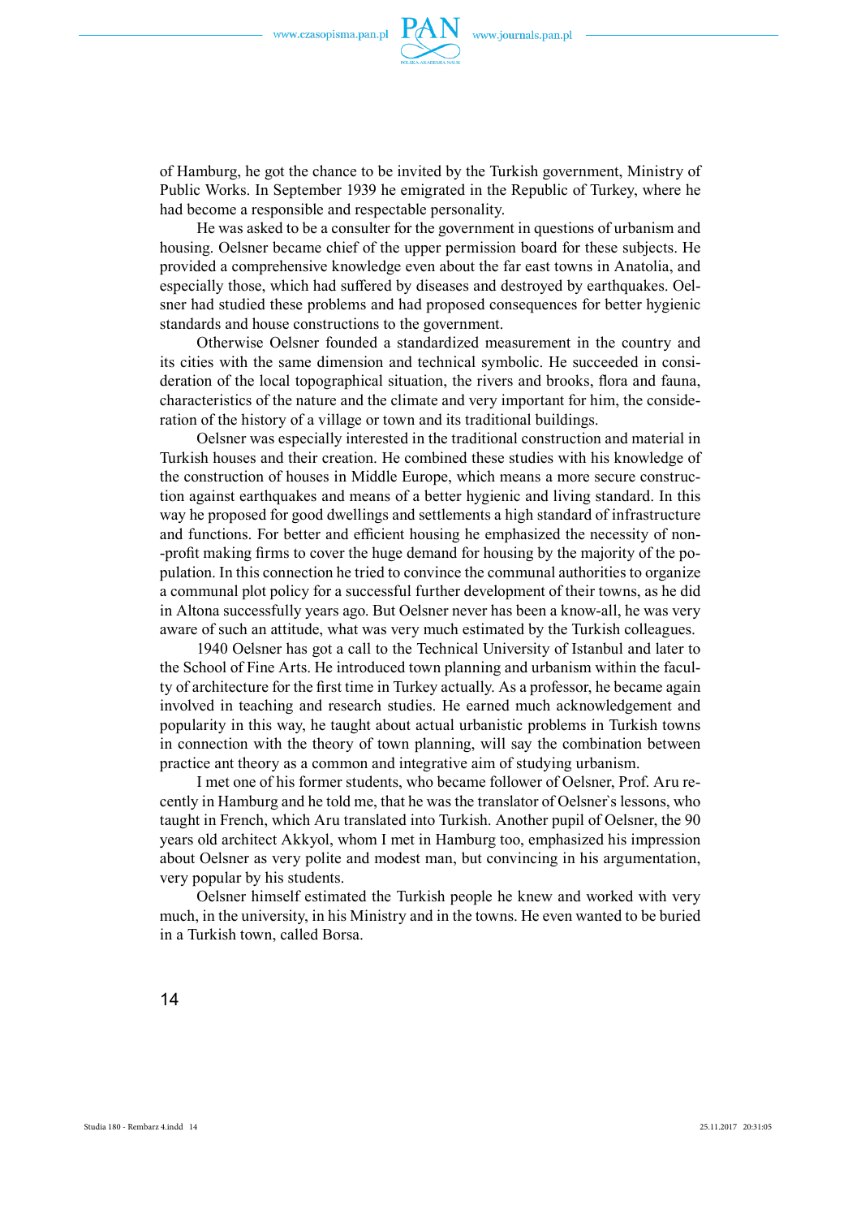of Hamburg, he got the chance to be invited by the Turkish government, Ministry of Public Works. In September 1939 he emigrated in the Republic of Turkey, where he had become a responsible and respectable personality.

He was asked to be a consulter for the government in questions of urbanism and housing. Oelsner became chief of the upper permission board for these subjects. He provided a comprehensive knowledge even about the far east towns in Anatolia, and especially those, which had suffered by diseases and destroyed by earthquakes. Oelsner had studied these problems and had proposed consequences for better hygienic standards and house constructions to the government.

Otherwise Oelsner founded a standardized measurement in the country and its cities with the same dimension and technical symbolic. He succeeded in consideration of the local topographical situation, the rivers and brooks, flora and fauna, characteristics of the nature and the climate and very important for him, the consideration of the history of a village or town and its traditional buildings.

Oelsner was especially interested in the traditional construction and material in Turkish houses and their creation. He combined these studies with his knowledge of the construction of houses in Middle Europe, which means a more secure construction against earthquakes and means of a better hygienic and living standard. In this way he proposed for good dwellings and settlements a high standard of infrastructure and functions. For better and efficient housing he emphasized the necessity of non-profit making firms to cover the huge demand for housing by the majority of the population. In this connection he tried to convince the communal authorities to organize a communal plot policy for a successful further development of their towns, as he did in Altona successfully years ago. But Oelsner never has been a know-all, he was very aware of such an attitude, what was very much estimated by the Turkish colleagues.

1940 Oelsner has got a call to the Technical University of Istanbul and later to the School of Fine Arts. He introduced town planning and urbanism within the faculty of architecture for the first time in Turkey actually. As a professor, he became again involved in teaching and research studies. He earned much acknowledgement and popularity in this way, he taught about actual urbanistic problems in Turkish towns in connection with the theory of town planning, will say the combination between practice ant theory as a common and integrative aim of studying urbanism.

I met one of his former students, who became follower of Oelsner, Prof. Aru recently in Hamburg and he told me, that he was the translator of Oelsner`s lessons, who taught in French, which Aru translated into Turkish. Another pupil of Oelsner, the 90 years old architect Akkyol, whom I met in Hamburg too, emphasized his impression about Oelsner as very polite and modest man, but convincing in his argumentation, very popular by his students.

Oelsner himself estimated the Turkish people he knew and worked with very much, in the university, in his Ministry and in the towns. He even wanted to be buried in a Turkish town, called Borsa.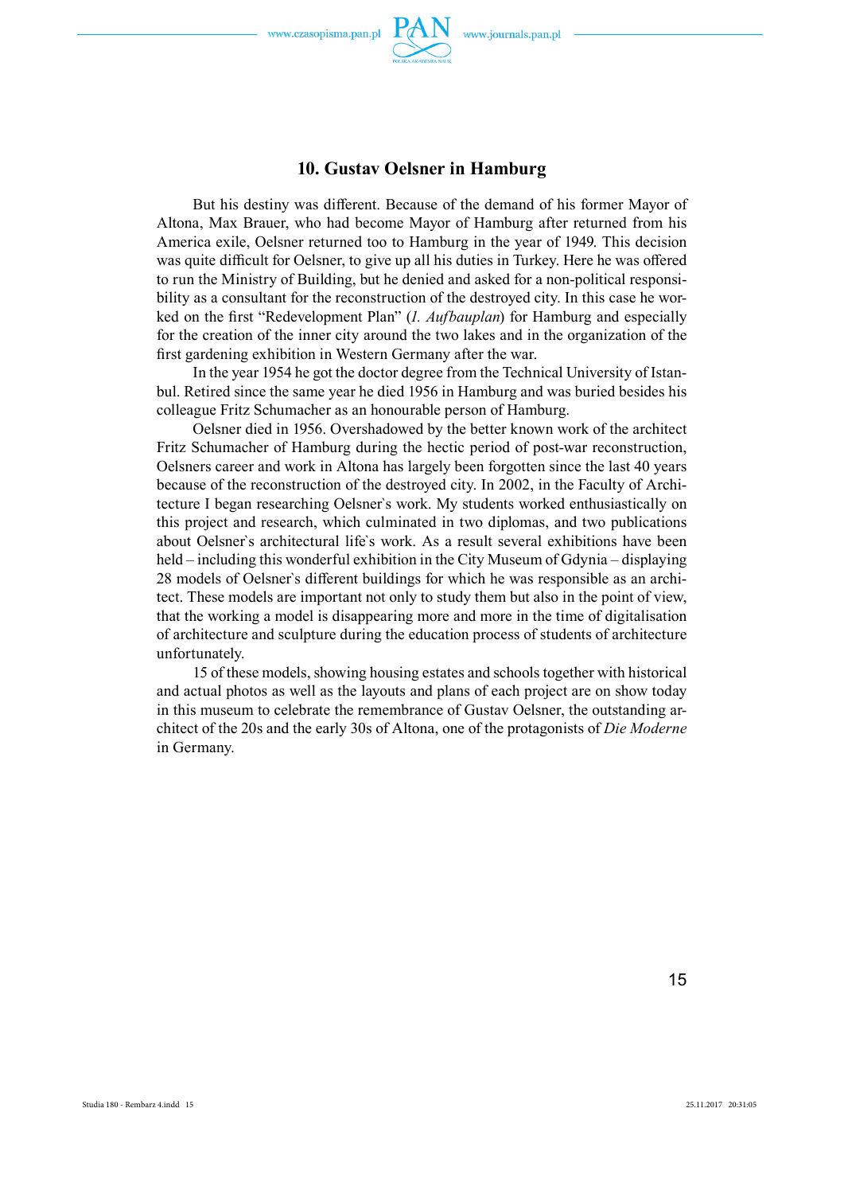## 10. Gustav Oelsner in Hamburg

But his destiny was different. Because of the demand of his former Mayor of Altona, Max Brauer, who had become Mayor of Hamburg after returned from his America exile, Oelsner returned too to Hamburg in the year of 1949. This decision was quite difficult for Oelsner, to give up all his duties in Turkey. Here he was offered to run the Ministry of Building, but he denied and asked for a non-political responsibility as a consultant for the reconstruction of the destroyed city. In this case he worked on the first "Redevelopment Plan" (*1. Aufbauplan*) for Hamburg and especially for the creation of the inner city around the two lakes and in the organization of the first gardening exhibition in Western Germany after the war.

In the year 1954 he got the doctor degree from the Technical University of Istanbul. Retired since the same year he died 1956 in Hamburg and was buried besides his colleague Fritz Schumacher as an honourable person of Hamburg.

Oelsner died in 1956. Overshadowed by the better known work of the architect Fritz Schumacher of Hamburg during the hectic period of post-war reconstruction, Oelsners career and work in Altona has largely been forgotten since the last 40 years because of the reconstruction of the destroyed city. In 2002, in the Faculty of Architecture I began researching Oelsner`s work. My students worked enthusiastically on this project and research, which culminated in two diplomas, and two publications about Oelsner`s architectural life`s work. As a result several exhibitions have been held – including this wonderful exhibition in the City Museum of Gdynia – displaying 28 models of Oelsner`s different buildings for which he was responsible as an architect. These models are important not only to study them but also in the point of view, that the working a model is disappearing more and more in the time of digitalisation of architecture and sculpture during the education process of students of architecture unfortunately.

15 of these models, showing housing estates and schools together with historical and actual photos as well as the layouts and plans of each project are on show today in this museum to celebrate the remembrance of Gustav Oelsner, the outstanding architect of the 20s and the early 30s of Altona, one of the protagonists of *Die Moderne* in Germany.